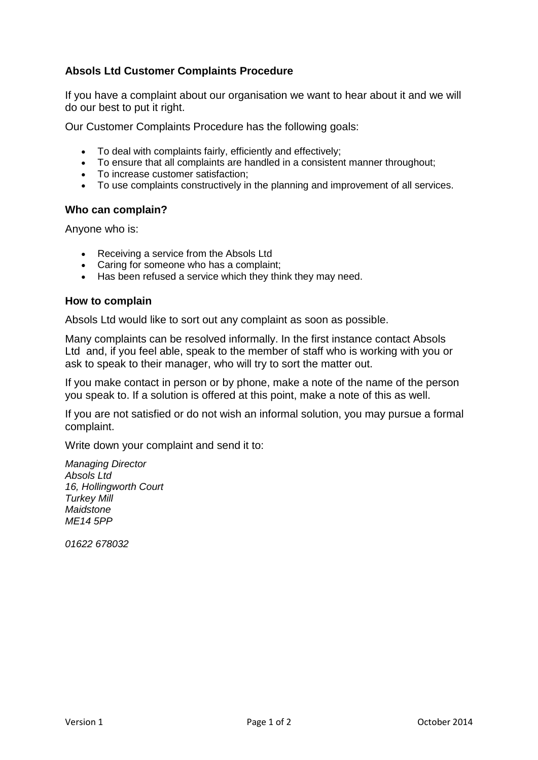## Absols Ltd Customer Complaints Procedure

If you have a complaint about our organisation we want to hear about it and we will do our best to put it right.

Our Customer Complaints Procedure has the following goals:

- To deal with complaints fairly, efficiently and effectively;
- To ensure that all complaints are handled in a consistent manner throughout;
- To increase customer satisfaction;
- To use complaints constructively in the planning and improvement of all services.

### Who can complain?

Anyone who is:

- Receiving a service from the Absols Ltd
- Caring for someone who has a complaint;
- Has been refused a service which they think they may need.

### How to complain

Absols Ltd would like to sort out any complaint as soon as possible.

Many complaints can be resolved informally. In the first instance contact Absols Ltd and, if you feel able, speak to the member of staff who is working with you or ask to speak to their manager, who will try to sort the matter out.

If you make contact in person or by phone, make a note of the name of the person you speak to. If a solution is offered at this point, make a note of this as well.

If you are not satisfied or do not wish an informal solution, you may pursue a formal complaint.

Write down your complaint and send it to:

*Managing Director*
*Absols Ltd*
*16, Hollingworth Court*
*Turkey Mill*
*Maidstone*
*ME14 5PP*

*01622 678032*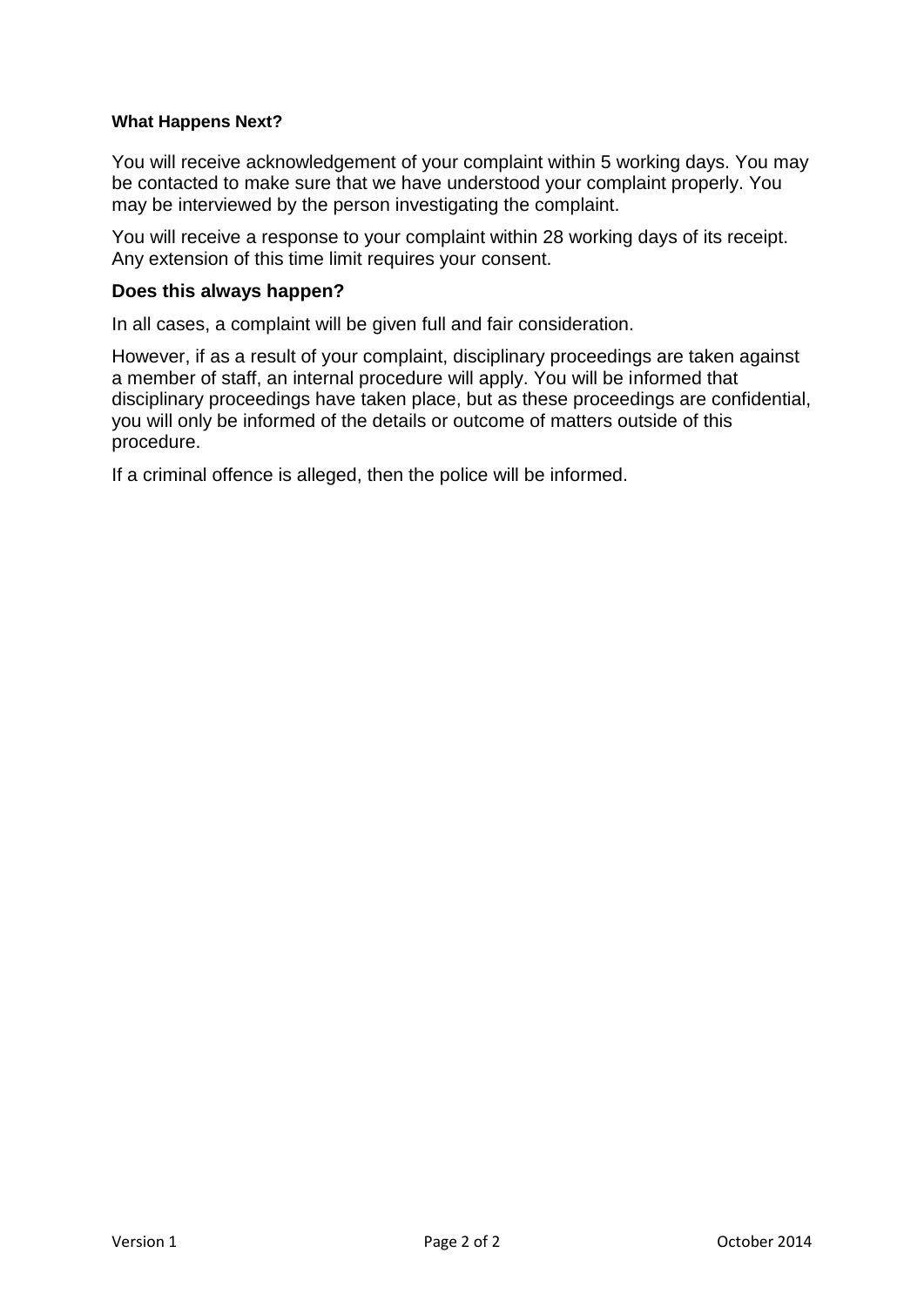### What Happens Next?

You will receive acknowledgement of your complaint within 5 working days. You may be contacted to make sure that we have understood your complaint properly. You may be interviewed by the person investigating the complaint.

You will receive a response to your complaint within 28 working days of its receipt. Any extension of this time limit requires your consent.

### Does this always happen?

In all cases, a complaint will be given full and fair consideration.

However, if as a result of your complaint, disciplinary proceedings are taken against a member of staff, an internal procedure will apply. You will be informed that disciplinary proceedings have taken place, but as these proceedings are confidential, you will only be informed of the details or outcome of matters outside of this procedure.

If a criminal offence is alleged, then the police will be informed.